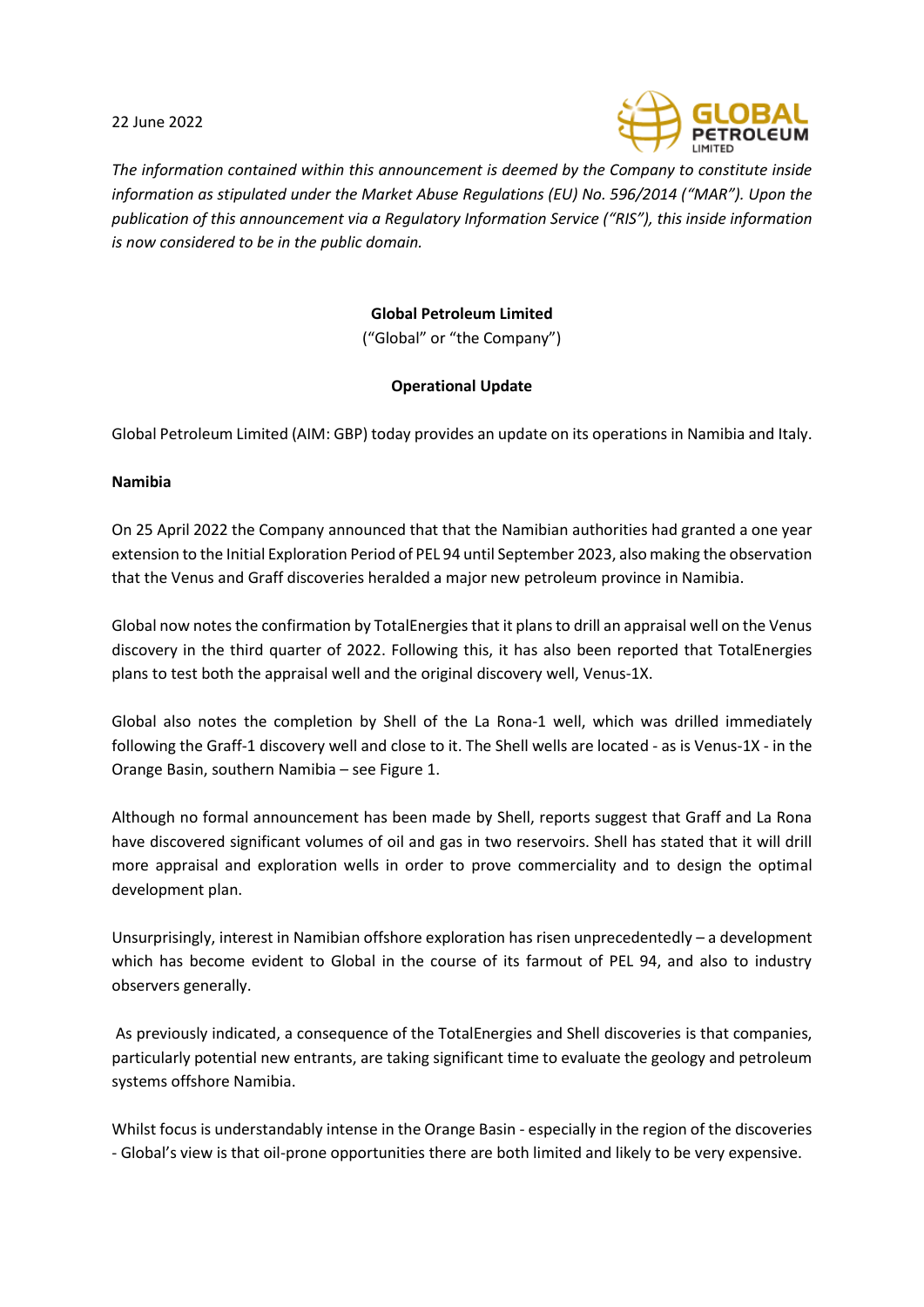22 June 2022

*The information contained within this announcement is deemed by the Company to constitute inside information as stipulated under the Market Abuse Regulations (EU) No. 596/2014 ("MAR"). Upon the publication of this announcement via a Regulatory Information Service ("RIS"), this inside information is now considered to be in the public domain.*

**Global Petroleum Limited**

("Global" or "the Company")

**Operational Update**

Global Petroleum Limited (AIM: GBP) today provides an update on its operations in Namibia and Italy.

**Namibia**

On 25 April 2022 the Company announced that that the Namibian authorities had granted a one year extension to the Initial Exploration Period of PEL 94 until September 2023, also making the observation that the Venus and Graff discoveries heralded a major new petroleum province in Namibia.

Global now notes the confirmation by TotalEnergies that it plans to drill an appraisal well on the Venus discovery in the third quarter of 2022. Following this, it has also been reported that TotalEnergies plans to test both the appraisal well and the original discovery well, Venus-1X.

Global also notes the completion by Shell of the La Rona-1 well, which was drilled immediately following the Graff-1 discovery well and close to it. The Shell wells are located - as is Venus-1X - in the Orange Basin, southern Namibia – see Figure 1.

Although no formal announcement has been made by Shell, reports suggest that Graff and La Rona have discovered significant volumes of oil and gas in two reservoirs. Shell has stated that it will drill more appraisal and exploration wells in order to prove commerciality and to design the optimal development plan.

Unsurprisingly, interest in Namibian offshore exploration has risen unprecedentedly – a development which has become evident to Global in the course of its farmout of PEL 94, and also to industry observers generally.

As previously indicated, a consequence of the TotalEnergies and Shell discoveries is that companies, particularly potential new entrants, are taking significant time to evaluate the geology and petroleum systems offshore Namibia.

Whilst focus is understandably intense in the Orange Basin - especially in the region of the discoveries - Global's view is that oil-prone opportunities there are both limited and likely to be very expensive.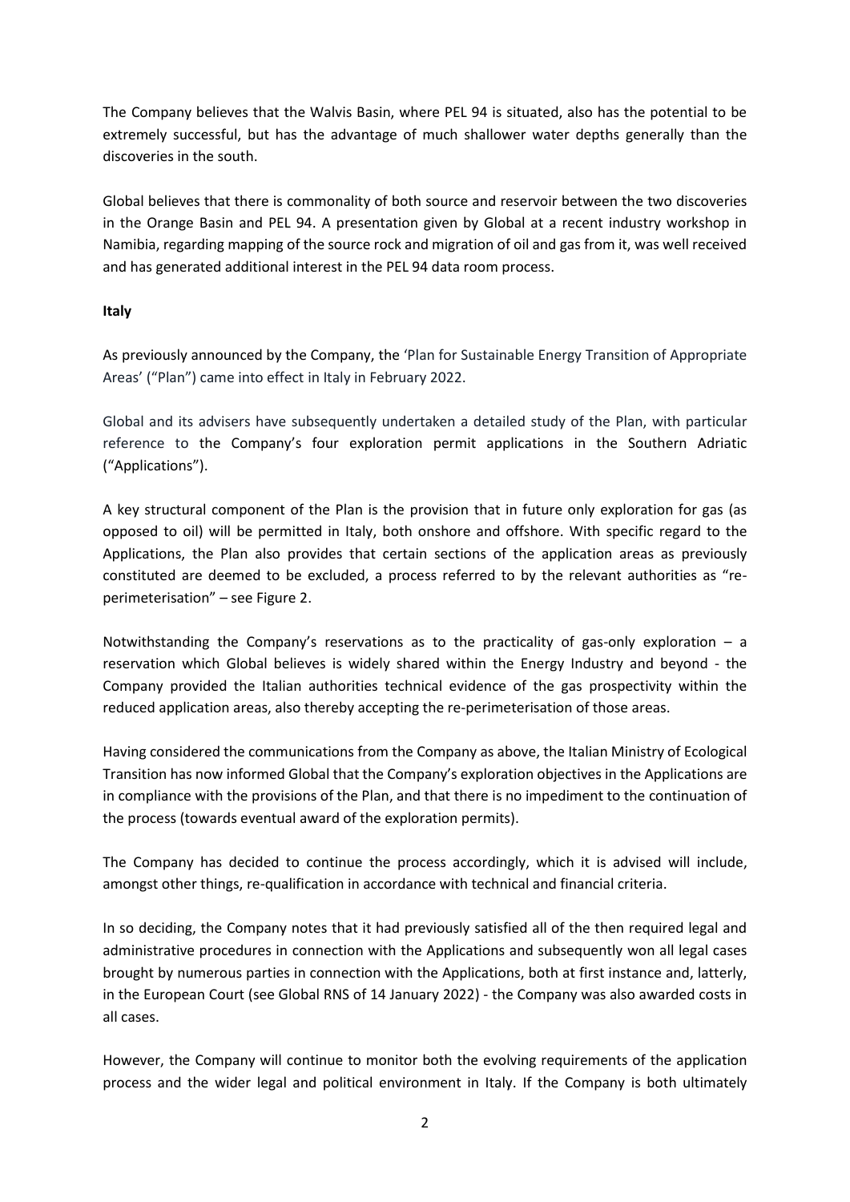The Company believes that the Walvis Basin, where PEL 94 is situated, also has the potential to be extremely successful, but has the advantage of much shallower water depths generally than the discoveries in the south.

Global believes that there is commonality of both source and reservoir between the two discoveries in the Orange Basin and PEL 94. A presentation given by Global at a recent industry workshop in Namibia, regarding mapping of the source rock and migration of oil and gas from it, was well received and has generated additional interest in the PEL 94 data room process.

**Italy**

As previously announced by the Company, the 'Plan for Sustainable Energy Transition of Appropriate Areas' ("Plan") came into effect in Italy in February 2022.

Global and its advisers have subsequently undertaken a detailed study of the Plan, with particular reference to the Company's four exploration permit applications in the Southern Adriatic ("Applications").

A key structural component of the Plan is the provision that in future only exploration for gas (as opposed to oil) will be permitted in Italy, both onshore and offshore. With specific regard to the Applications, the Plan also provides that certain sections of the application areas as previously constituted are deemed to be excluded, a process referred to by the relevant authorities as "re-perimeterisation" – see Figure 2.

Notwithstanding the Company's reservations as to the practicality of gas-only exploration – a reservation which Global believes is widely shared within the Energy Industry and beyond - the Company provided the Italian authorities technical evidence of the gas prospectivity within the reduced application areas, also thereby accepting the re-perimeterisation of those areas.

Having considered the communications from the Company as above, the Italian Ministry of Ecological Transition has now informed Global that the Company's exploration objectives in the Applications are in compliance with the provisions of the Plan, and that there is no impediment to the continuation of the process (towards eventual award of the exploration permits).

The Company has decided to continue the process accordingly, which it is advised will include, amongst other things, re-qualification in accordance with technical and financial criteria.

In so deciding, the Company notes that it had previously satisfied all of the then required legal and administrative procedures in connection with the Applications and subsequently won all legal cases brought by numerous parties in connection with the Applications, both at first instance and, latterly, in the European Court (see Global RNS of 14 January 2022) - the Company was also awarded costs in all cases.

However, the Company will continue to monitor both the evolving requirements of the application process and the wider legal and political environment in Italy. If the Company is both ultimately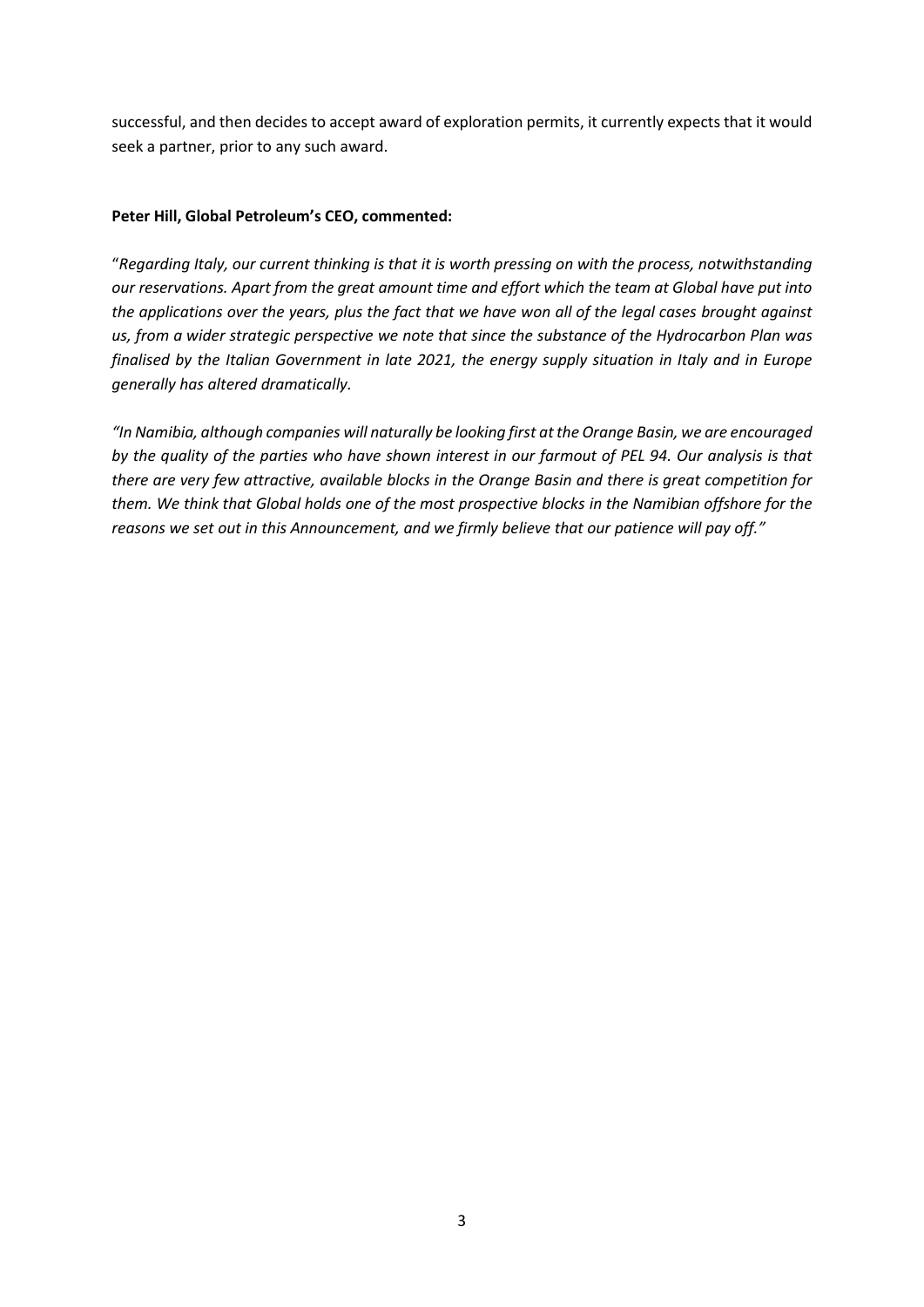successful, and then decides to accept award of exploration permits, it currently expects that it would seek a partner, prior to any such award.

**Peter Hill, Global Petroleum's CEO, commented:**

"*Regarding Italy, our current thinking is that it is worth pressing on with the process, notwithstanding our reservations. Apart from the great amount time and effort which the team at Global have put into the applications over the years, plus the fact that we have won all of the legal cases brought against us, from a wider strategic perspective we note that since the substance of the Hydrocarbon Plan was finalised by the Italian Government in late 2021, the energy supply situation in Italy and in Europe generally has altered dramatically.*

*"In Namibia, although companies will naturally be looking first at the Orange Basin, we are encouraged by the quality of the parties who have shown interest in our farmout of PEL 94. Our analysis is that there are very few attractive, available blocks in the Orange Basin and there is great competition for them. We think that Global holds one of the most prospective blocks in the Namibian offshore for the reasons we set out in this Announcement, and we firmly believe that our patience will pay off."*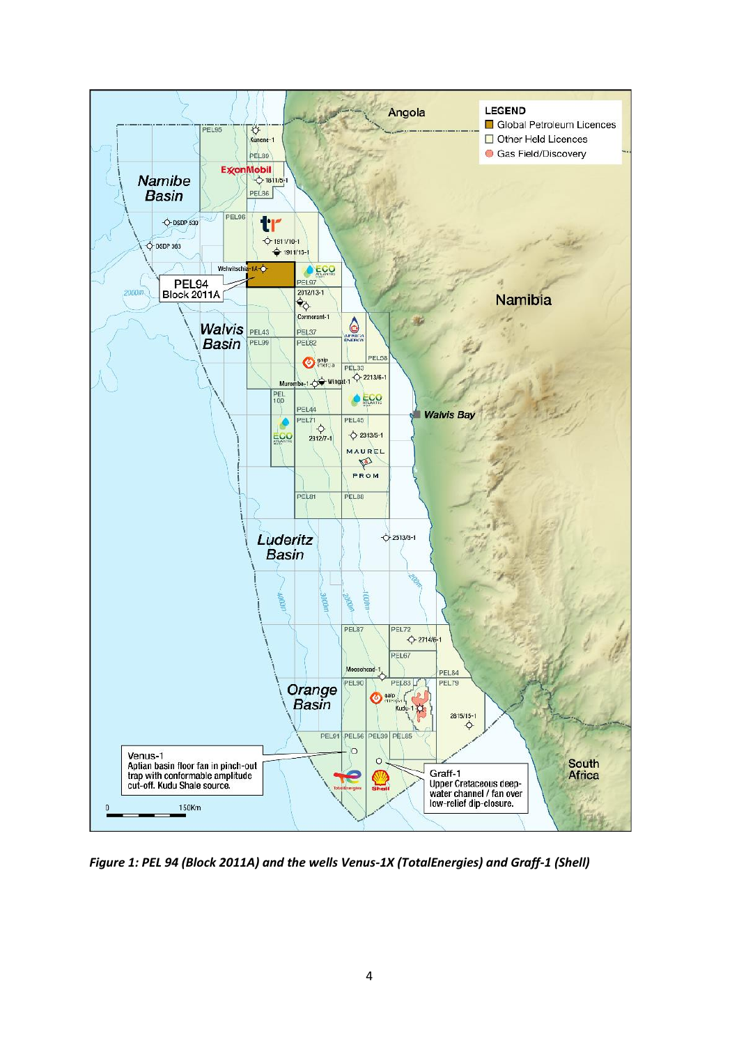*Figure 1: PEL 94 (Block 2011A) and the wells Venus-1X (TotalEnergies) and Graff-1 (Shell)*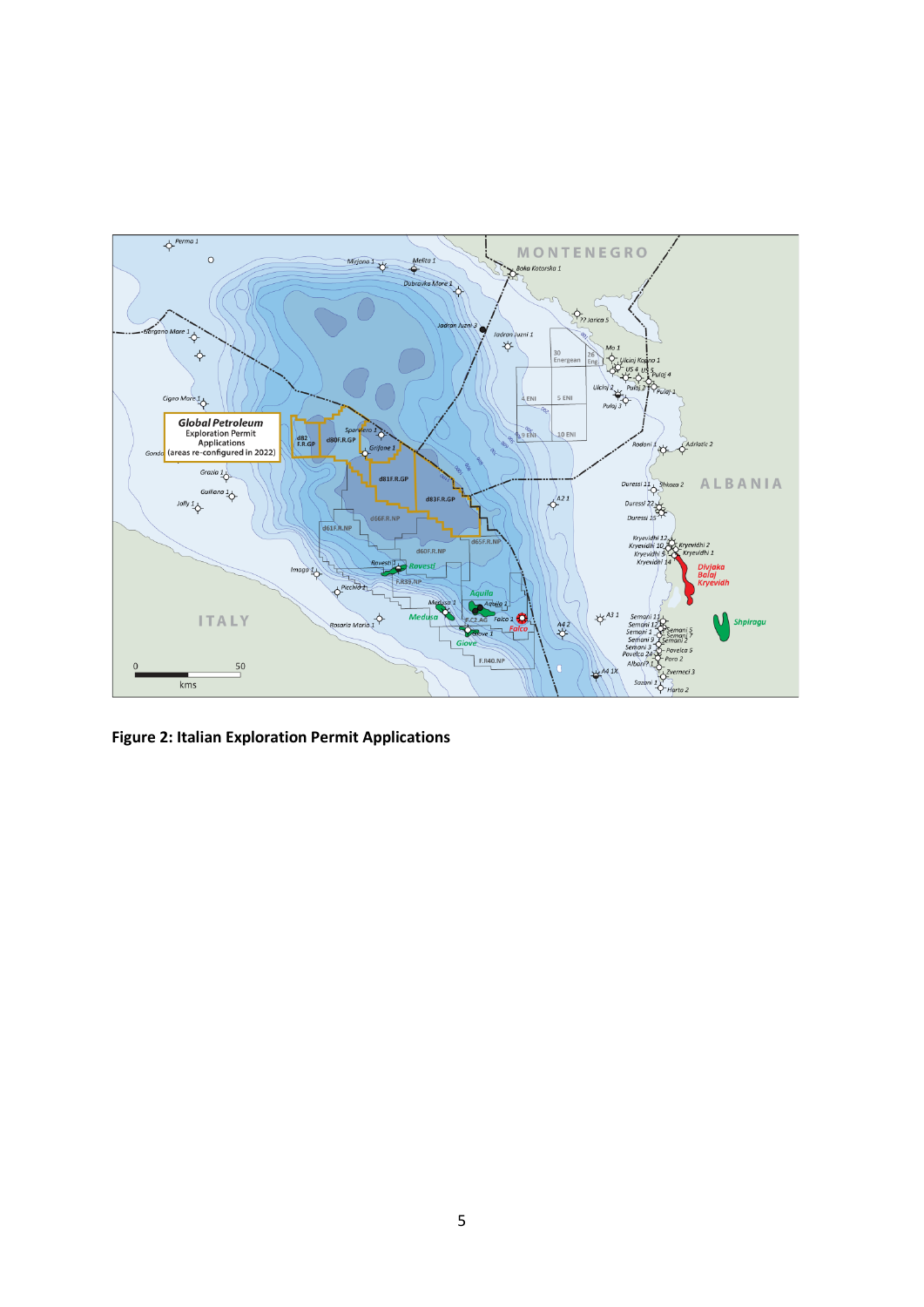**Figure 2: Italian Exploration Permit Applications**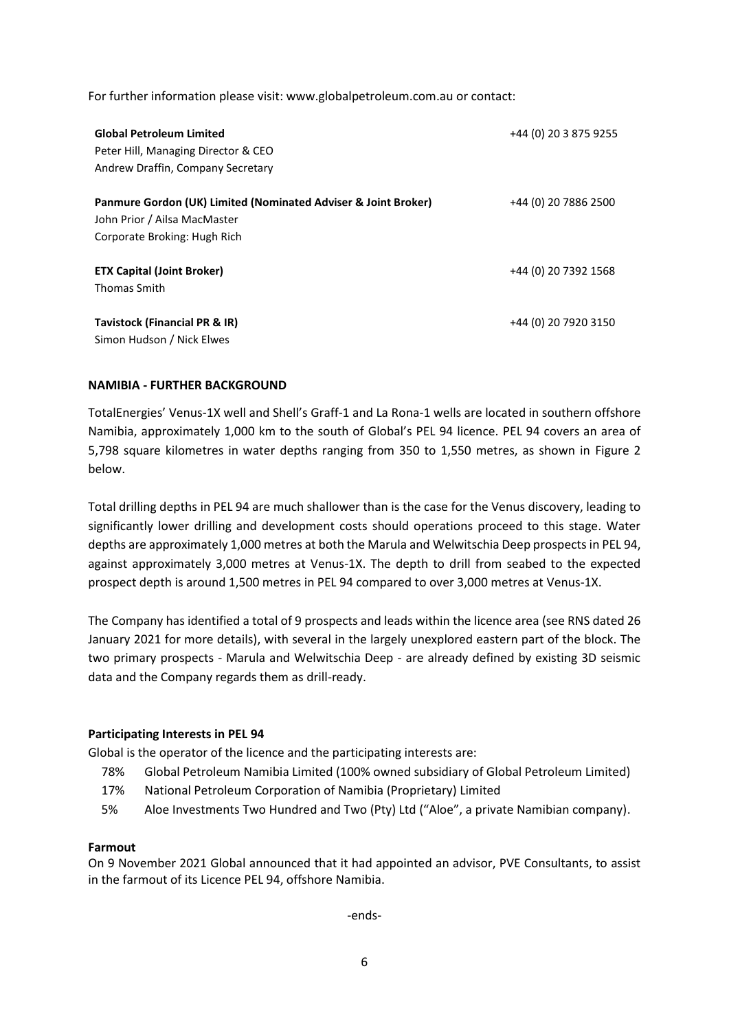For further information please visit: www.globalpetroleum.com.au or contact:

| | |
|---|---|
| **Global Petroleum Limited**<br>Peter Hill, Managing Director & CEO<br>Andrew Draffin, Company Secretary | +44 (0) 20 3 875 9255 |
| **Panmure Gordon (UK) Limited (Nominated Adviser & Joint Broker)**<br>John Prior / Ailsa MacMaster<br>Corporate Broking: Hugh Rich | +44 (0) 20 7886 2500 |
| **ETX Capital (Joint Broker)**<br>Thomas Smith | +44 (0) 20 7392 1568 |
| **Tavistock (Financial PR & IR)**<br>Simon Hudson / Nick Elwes | +44 (0) 20 7920 3150 |

**NAMIBIA - FURTHER BACKGROUND**

TotalEnergies' Venus-1X well and Shell's Graff-1 and La Rona-1 wells are located in southern offshore Namibia, approximately 1,000 km to the south of Global's PEL 94 licence. PEL 94 covers an area of 5,798 square kilometres in water depths ranging from 350 to 1,550 metres, as shown in Figure 2 below.

Total drilling depths in PEL 94 are much shallower than is the case for the Venus discovery, leading to significantly lower drilling and development costs should operations proceed to this stage. Water depths are approximately 1,000 metres at both the Marula and Welwitschia Deep prospects in PEL 94, against approximately 3,000 metres at Venus-1X. The depth to drill from seabed to the expected prospect depth is around 1,500 metres in PEL 94 compared to over 3,000 metres at Venus-1X.

The Company has identified a total of 9 prospects and leads within the licence area (see RNS dated 26 January 2021 for more details), with several in the largely unexplored eastern part of the block. The two primary prospects - Marula and Welwitschia Deep - are already defined by existing 3D seismic data and the Company regards them as drill-ready.

**Participating Interests in PEL 94**

Global is the operator of the licence and the participating interests are:

- 78% Global Petroleum Namibia Limited (100% owned subsidiary of Global Petroleum Limited)
- 17% National Petroleum Corporation of Namibia (Proprietary) Limited
- 5% Aloe Investments Two Hundred and Two (Pty) Ltd ("Aloe", a private Namibian company).

**Farmout**

On 9 November 2021 Global announced that it had appointed an advisor, PVE Consultants, to assist in the farmout of its Licence PEL 94, offshore Namibia.

-ends-